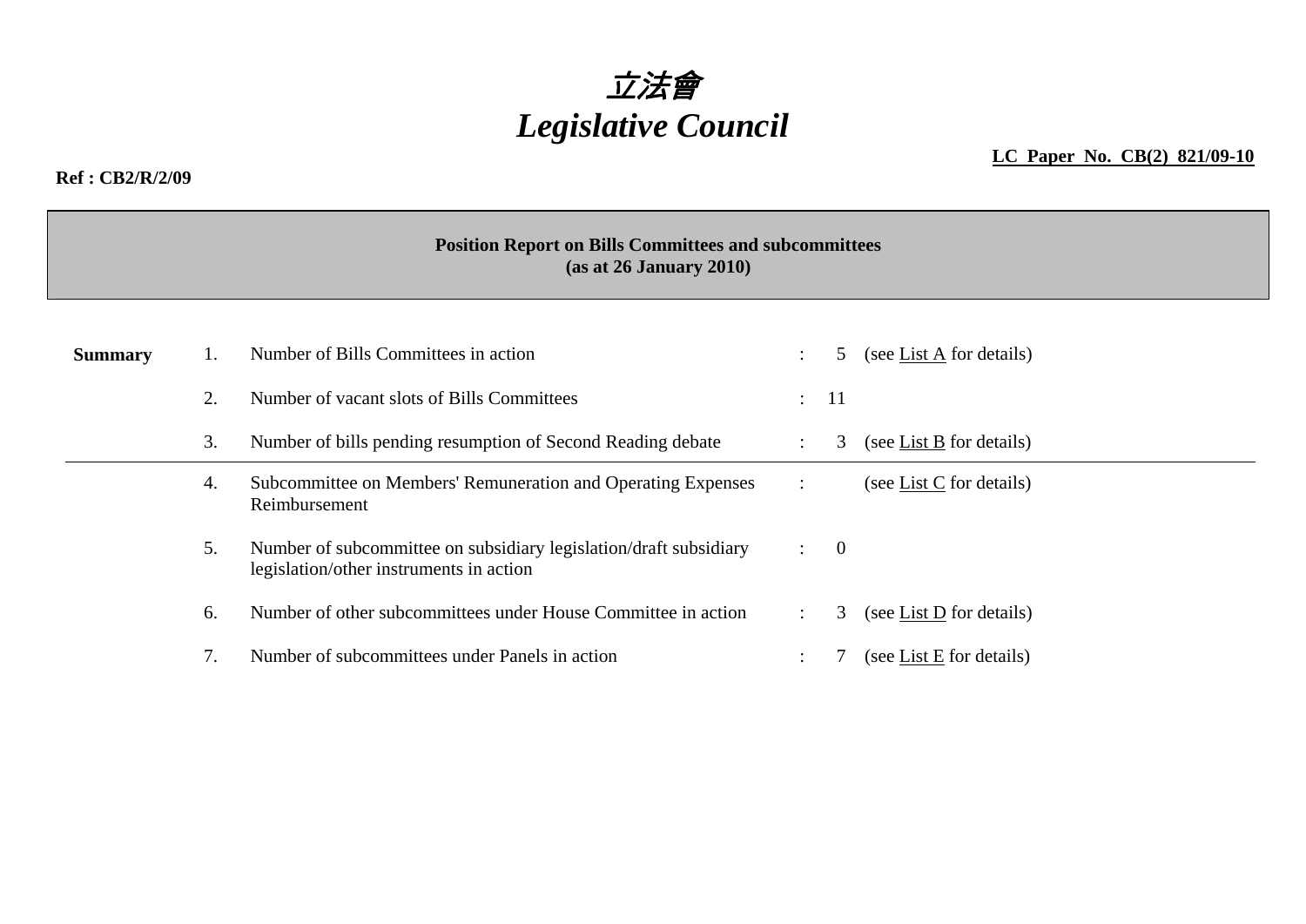# 立法會
# *Legislative Council*

**LC Paper No. CB(2) 821/09-10**

**Ref : CB2/R/2/09**

**Position Report on Bills Committees and subcommittees**
**(as at 26 January 2010)**

| **Summary** | | | | | |
|---|---|---|---|---|---|
| | 1. | Number of Bills Committees in action | : | 5 | (see List A for details) |
| | 2. | Number of vacant slots of Bills Committees | : | 11 | |
| | 3. | Number of bills pending resumption of Second Reading debate | : | 3 | (see List B for details) |
| | 4. | Subcommittee on Members' Remuneration and Operating Expenses Reimbursement | : | | (see List C for details) |
| | 5. | Number of subcommittee on subsidiary legislation/draft subsidiary legislation/other instruments in action | : | 0 | |
| | 6. | Number of other subcommittees under House Committee in action | : | 3 | (see List D for details) |
| | 7. | Number of subcommittees under Panels in action | : | 7 | (see List E for details) |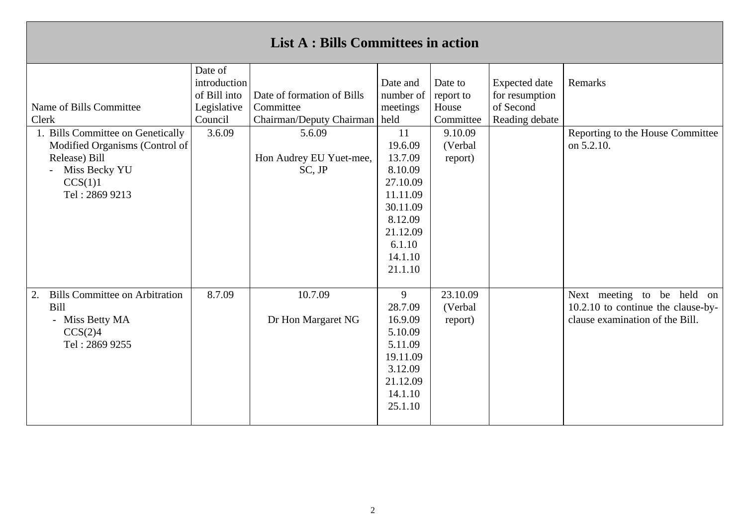## List A : Bills Committees in action

| Name of Bills Committee<br>Clerk | Date of introduction of Bill into Legislative Council | Date of formation of Bills Committee<br>Chairman/Deputy Chairman | Date and number of meetings held | Date to report to House Committee | Expected date for resumption of Second Reading debate | Remarks |
|---|---|---|---|---|---|---|
| 1. Bills Committee on Genetically Modified Organisms (Control of Release) Bill<br>- Miss Becky YU<br>CCS(1)1<br>Tel : 2869 9213 | 3.6.09 | 5.6.09<br><br>Hon Audrey EU Yuet-mee, SC, JP | 11<br>19.6.09<br>13.7.09<br>8.10.09<br>27.10.09<br>11.11.09<br>30.11.09<br>8.12.09<br>21.12.09<br>6.1.10<br>14.1.10<br>21.1.10 | 9.10.09<br>(Verbal report) | | Reporting to the House Committee on 5.2.10. |
| 2. Bills Committee on Arbitration Bill<br>- Miss Betty MA<br>CCS(2)4<br>Tel : 2869 9255 | 8.7.09 | 10.7.09<br><br>Dr Hon Margaret NG | 9<br>28.7.09<br>16.9.09<br>5.10.09<br>5.11.09<br>19.11.09<br>3.12.09<br>21.12.09<br>14.1.10<br>25.1.10 | 23.10.09<br>(Verbal report) | | Next meeting to be held on 10.2.10 to continue the clause-by-clause examination of the Bill. |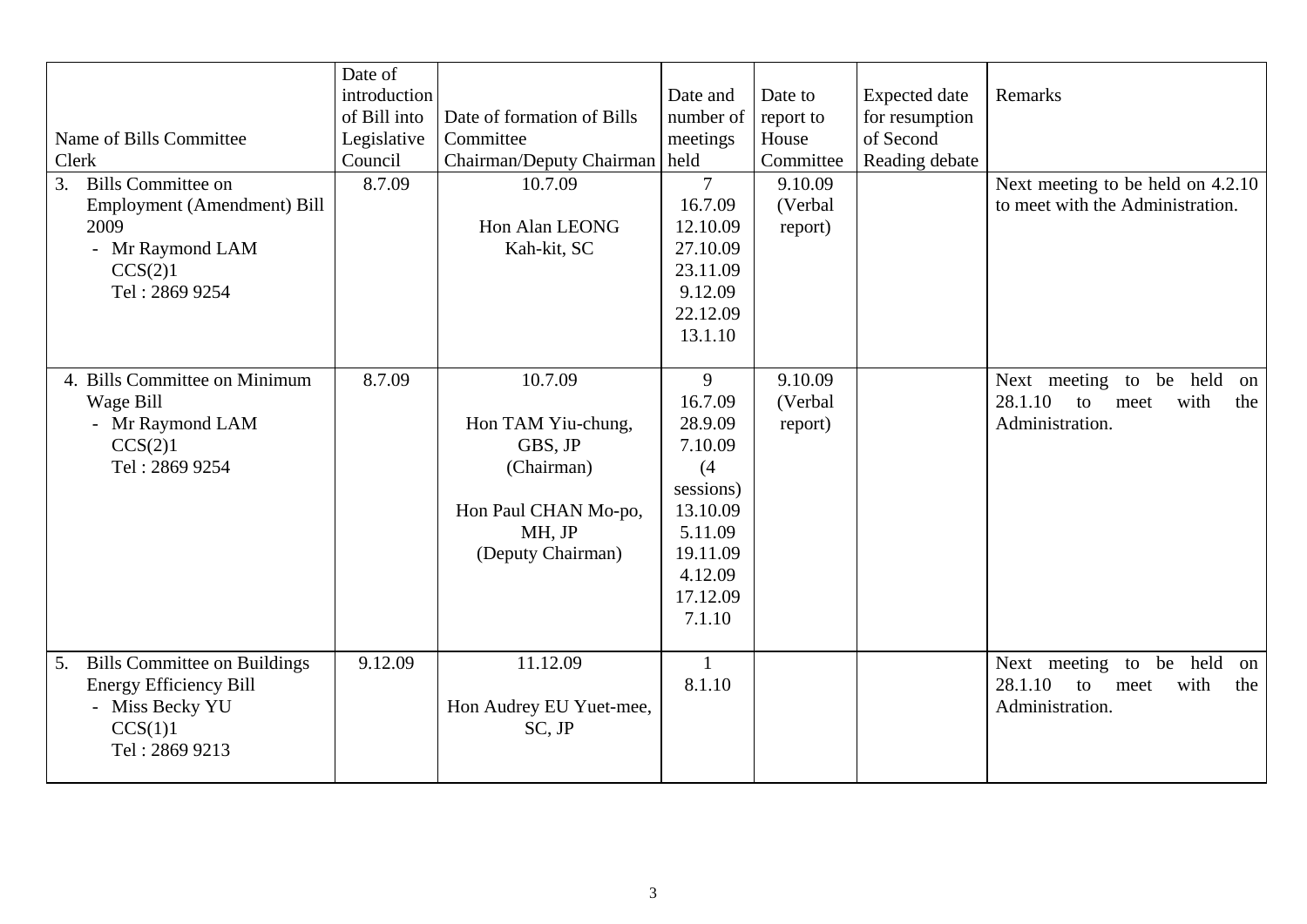| Name of Bills Committee Clerk | Date of introduction of Bill into Legislative Council | Date of formation of Bills Committee Chairman/Deputy Chairman | Date and number of meetings held | Date to report to House Committee | Expected date for resumption of Second Reading debate | Remarks |
|---|---|---|---|---|---|---|
| 3. Bills Committee on Employment (Amendment) Bill 2009<br>- Mr Raymond LAM<br>CCS(2)1<br>Tel : 2869 9254 | 8.7.09 | 10.7.09<br><br>Hon Alan LEONG Kah-kit, SC | 7<br>16.7.09<br>12.10.09<br>27.10.09<br>23.11.09<br>9.12.09<br>22.12.09<br>13.1.10 | 9.10.09<br>(Verbal report) | | Next meeting to be held on 4.2.10 to meet with the Administration. |
| 4. Bills Committee on Minimum Wage Bill<br>- Mr Raymond LAM<br>CCS(2)1<br>Tel : 2869 9254 | 8.7.09 | 10.7.09<br><br>Hon TAM Yiu-chung, GBS, JP<br>(Chairman)<br><br>Hon Paul CHAN Mo-po, MH, JP<br>(Deputy Chairman) | 9<br>16.7.09<br>28.9.09<br>7.10.09<br>(4 sessions)<br>13.10.09<br>5.11.09<br>19.11.09<br>4.12.09<br>17.12.09<br>7.1.10 | 9.10.09<br>(Verbal report) | | Next meeting to be held on 28.1.10 to meet with the Administration. |
| 5. Bills Committee on Buildings Energy Efficiency Bill<br>- Miss Becky YU<br>CCS(1)1<br>Tel : 2869 9213 | 9.12.09 | 11.12.09<br><br>Hon Audrey EU Yuet-mee, SC, JP | 1<br>8.1.10 | | | Next meeting to be held on 28.1.10 to meet with the Administration. |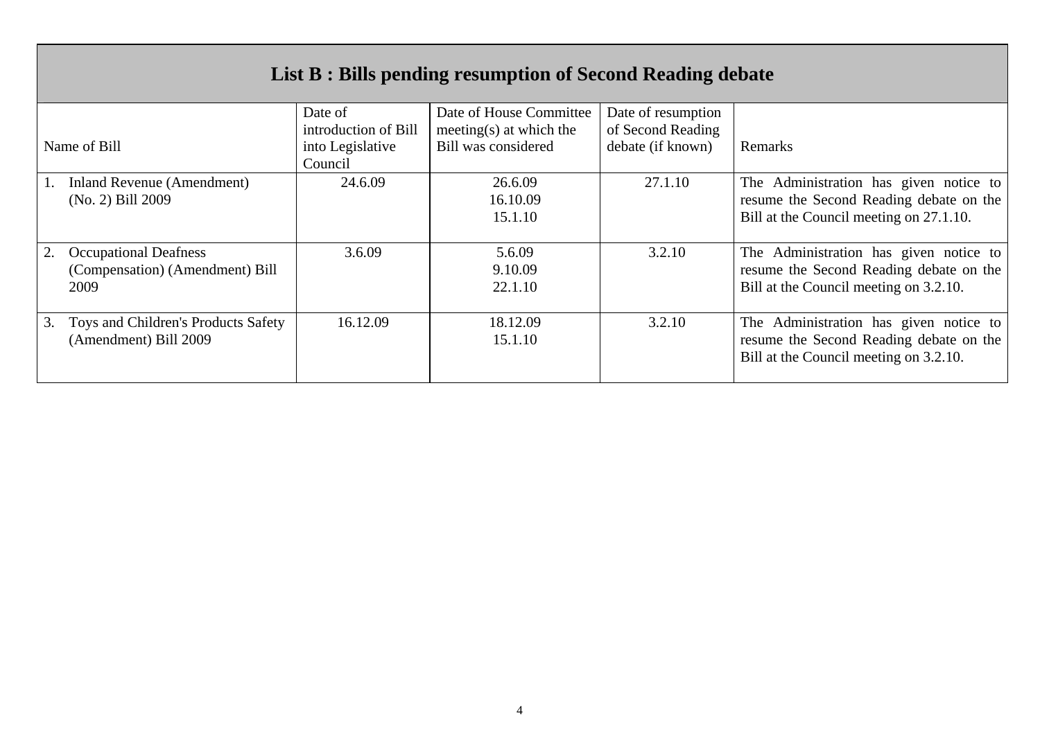## List B : Bills pending resumption of Second Reading debate

| Name of Bill | Date of introduction of Bill into Legislative Council | Date of House Committee meeting(s) at which the Bill was considered | Date of resumption of Second Reading debate (if known) | Remarks |
|---|---|---|---|---|
| 1. Inland Revenue (Amendment) (No. 2) Bill 2009 | 24.6.09 | 26.6.09<br>16.10.09<br>15.1.10 | 27.1.10 | The Administration has given notice to resume the Second Reading debate on the Bill at the Council meeting on 27.1.10. |
| 2. Occupational Deafness (Compensation) (Amendment) Bill 2009 | 3.6.09 | 5.6.09<br>9.10.09<br>22.1.10 | 3.2.10 | The Administration has given notice to resume the Second Reading debate on the Bill at the Council meeting on 3.2.10. |
| 3. Toys and Children's Products Safety (Amendment) Bill 2009 | 16.12.09 | 18.12.09<br>15.1.10 | 3.2.10 | The Administration has given notice to resume the Second Reading debate on the Bill at the Council meeting on 3.2.10. |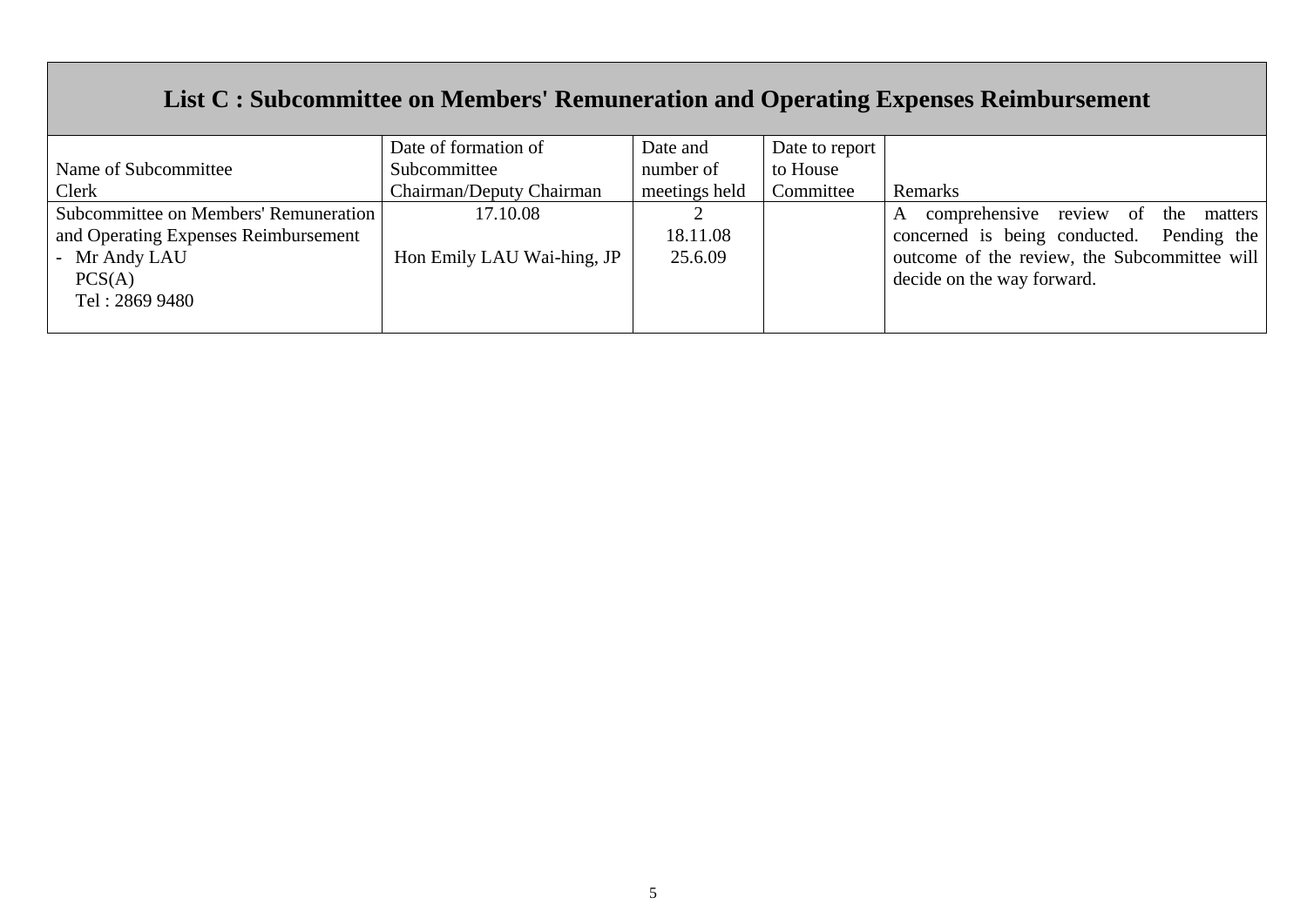## List C : Subcommittee on Members' Remuneration and Operating Expenses Reimbursement

| Name of Subcommittee<br>Clerk | Date of formation of Subcommittee<br>Chairman/Deputy Chairman | Date and number of meetings held | Date to report to House Committee | Remarks |
|---|---|---|---|---|
| Subcommittee on Members' Remuneration and Operating Expenses Reimbursement<br>- Mr Andy LAU<br>PCS(A)<br>Tel : 2869 9480 | 17.10.08<br><br>Hon Emily LAU Wai-hing, JP | 2<br>18.11.08<br>25.6.09 | | A comprehensive review of the matters concerned is being conducted. Pending the outcome of the review, the Subcommittee will decide on the way forward. |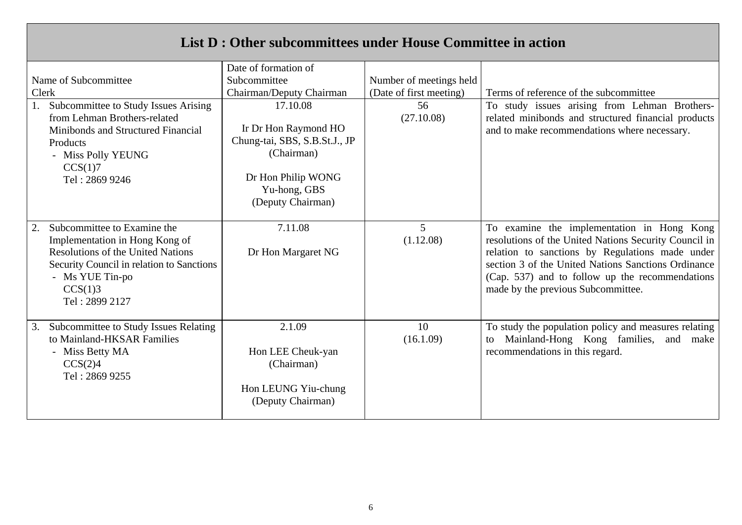## List D : Other subcommittees under House Committee in action

| Name of Subcommittee<br>Clerk | Date of formation of Subcommittee<br>Chairman/Deputy Chairman | Number of meetings held<br>(Date of first meeting) | Terms of reference of the subcommittee |
|---|---|---|---|
| 1. Subcommittee to Study Issues Arising from Lehman Brothers-related Minibonds and Structured Financial Products<br>- Miss Polly YEUNG<br>CCS(1)7<br>Tel : 2869 9246 | 17.10.08<br><br>Ir Dr Hon Raymond HO Chung-tai, SBS, S.B.St.J., JP<br>(Chairman)<br><br>Dr Hon Philip WONG Yu-hong, GBS<br>(Deputy Chairman) | 56<br>(27.10.08) | To study issues arising from Lehman Brothers-related minibonds and structured financial products and to make recommendations where necessary. |
| 2. Subcommittee to Examine the Implementation in Hong Kong of Resolutions of the United Nations Security Council in relation to Sanctions<br>- Ms YUE Tin-po<br>CCS(1)3<br>Tel : 2899 2127 | 7.11.08<br><br>Dr Hon Margaret NG | 5<br>(1.12.08) | To examine the implementation in Hong Kong resolutions of the United Nations Security Council in relation to sanctions by Regulations made under section 3 of the United Nations Sanctions Ordinance (Cap. 537) and to follow up the recommendations made by the previous Subcommittee. |
| 3. Subcommittee to Study Issues Relating to Mainland-HKSAR Families<br>- Miss Betty MA<br>CCS(2)4<br>Tel : 2869 9255 | 2.1.09<br><br>Hon LEE Cheuk-yan<br>(Chairman)<br><br>Hon LEUNG Yiu-chung<br>(Deputy Chairman) | 10<br>(16.1.09) | To study the population policy and measures relating to Mainland-Hong Kong families, and make recommendations in this regard. |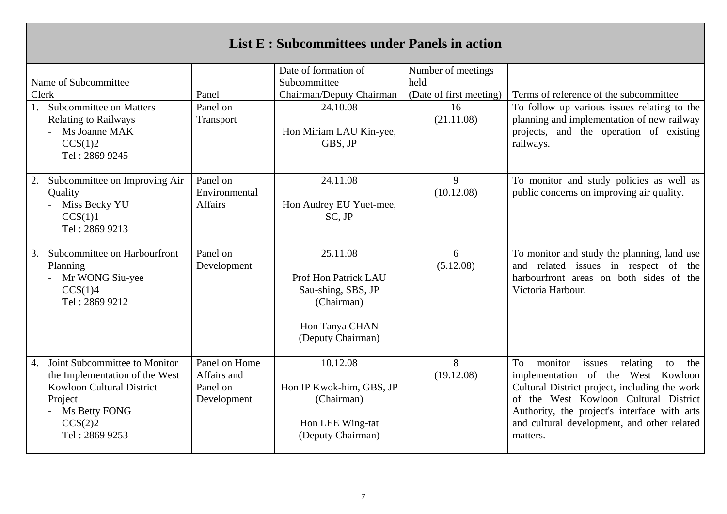## List E : Subcommittees under Panels in action

| Name of Subcommittee<br>Clerk | Panel | Date of formation of Subcommittee<br>Chairman/Deputy Chairman | Number of meetings held<br>(Date of first meeting) | Terms of reference of the subcommittee |
|---|---|---|---|---|
| 1. Subcommittee on Matters Relating to Railways<br>- Ms Joanne MAK<br>CCS(1)2<br>Tel : 2869 9245 | Panel on Transport | 24.10.08<br><br>Hon Miriam LAU Kin-yee, GBS, JP | 16<br>(21.11.08) | To follow up various issues relating to the planning and implementation of new railway projects, and the operation of existing railways. |
| 2. Subcommittee on Improving Air Quality<br>- Miss Becky YU<br>CCS(1)1<br>Tel : 2869 9213 | Panel on Environmental Affairs | 24.11.08<br><br>Hon Audrey EU Yuet-mee, SC, JP | 9<br>(10.12.08) | To monitor and study policies as well as public concerns on improving air quality. |
| 3. Subcommittee on Harbourfront Planning<br>- Mr WONG Siu-yee<br>CCS(1)4<br>Tel : 2869 9212 | Panel on Development | 25.11.08<br><br>Prof Hon Patrick LAU Sau-shing, SBS, JP<br>(Chairman)<br><br>Hon Tanya CHAN<br>(Deputy Chairman) | 6<br>(5.12.08) | To monitor and study the planning, land use and related issues in respect of the harbourfront areas on both sides of the Victoria Harbour. |
| 4. Joint Subcommittee to Monitor the Implementation of the West Kowloon Cultural District Project<br>- Ms Betty FONG<br>CCS(2)2<br>Tel : 2869 9253 | Panel on Home Affairs and Panel on Development | 10.12.08<br><br>Hon IP Kwok-him, GBS, JP<br>(Chairman)<br><br>Hon LEE Wing-tat<br>(Deputy Chairman) | 8<br>(19.12.08) | To monitor issues relating to the implementation of the West Kowloon Cultural District project, including the work of the West Kowloon Cultural District Authority, the project's interface with arts and cultural development, and other related matters. |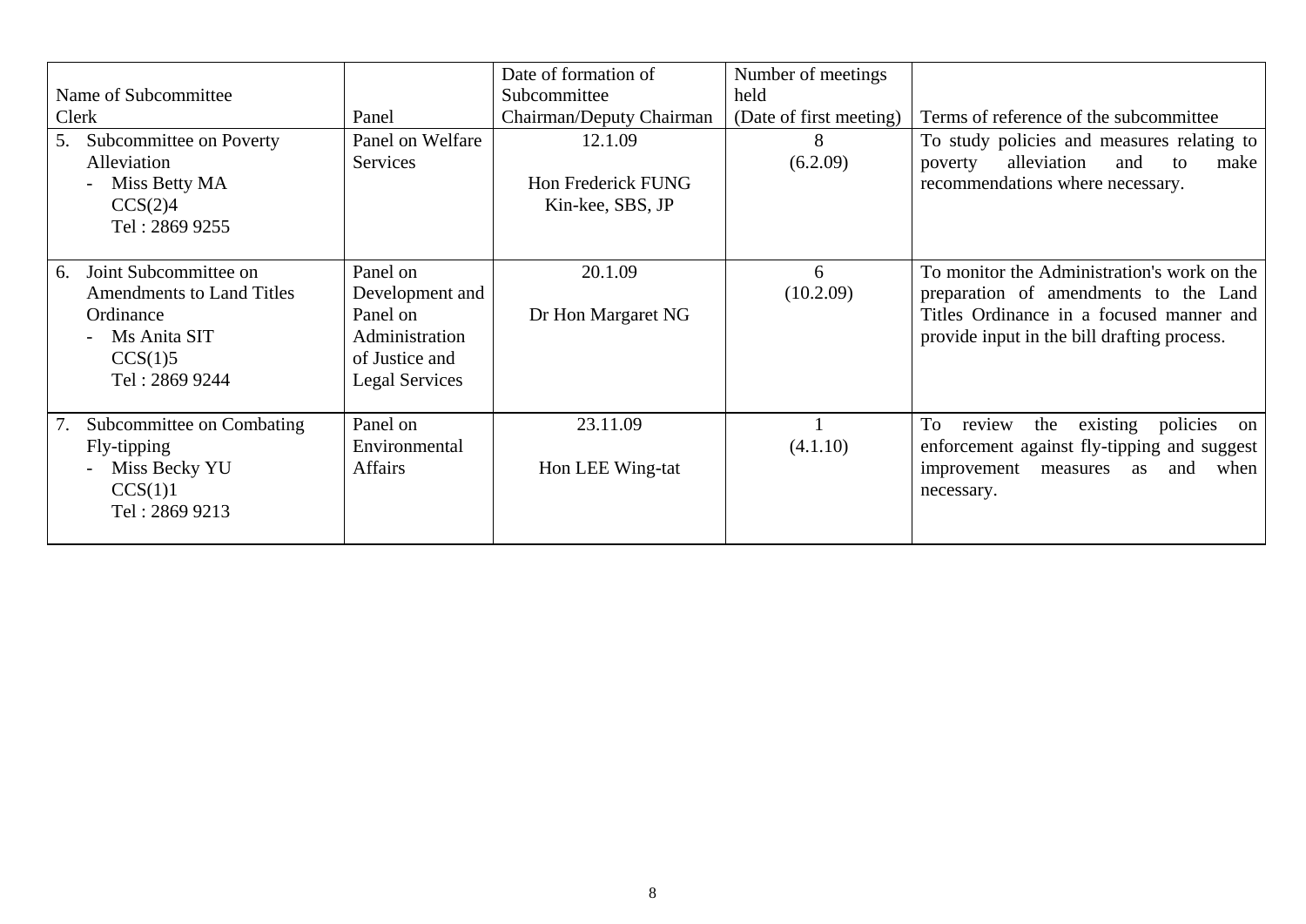| Name of Subcommittee<br>Clerk | Panel | Date of formation of Subcommittee<br>Chairman/Deputy Chairman | Number of meetings held<br>(Date of first meeting) | Terms of reference of the subcommittee |
|---|---|---|---|---|
| 5. Subcommittee on Poverty Alleviation<br>- Miss Betty MA<br>CCS(2)4<br>Tel : 2869 9255 | Panel on Welfare Services | 12.1.09<br><br>Hon Frederick FUNG Kin-kee, SBS, JP | 8<br>(6.2.09) | To study policies and measures relating to poverty alleviation and to make recommendations where necessary. |
| 6. Joint Subcommittee on Amendments to Land Titles Ordinance<br>- Ms Anita SIT<br>CCS(1)5<br>Tel : 2869 9244 | Panel on Development and Panel on Administration of Justice and Legal Services | 20.1.09<br><br>Dr Hon Margaret NG | 6<br>(10.2.09) | To monitor the Administration's work on the preparation of amendments to the Land Titles Ordinance in a focused manner and provide input in the bill drafting process. |
| 7. Subcommittee on Combating Fly-tipping<br>- Miss Becky YU<br>CCS(1)1<br>Tel : 2869 9213 | Panel on Environmental Affairs | 23.11.09<br><br>Hon LEE Wing-tat | 1<br>(4.1.10) | To review the existing policies on enforcement against fly-tipping and suggest improvement measures as and when necessary. |